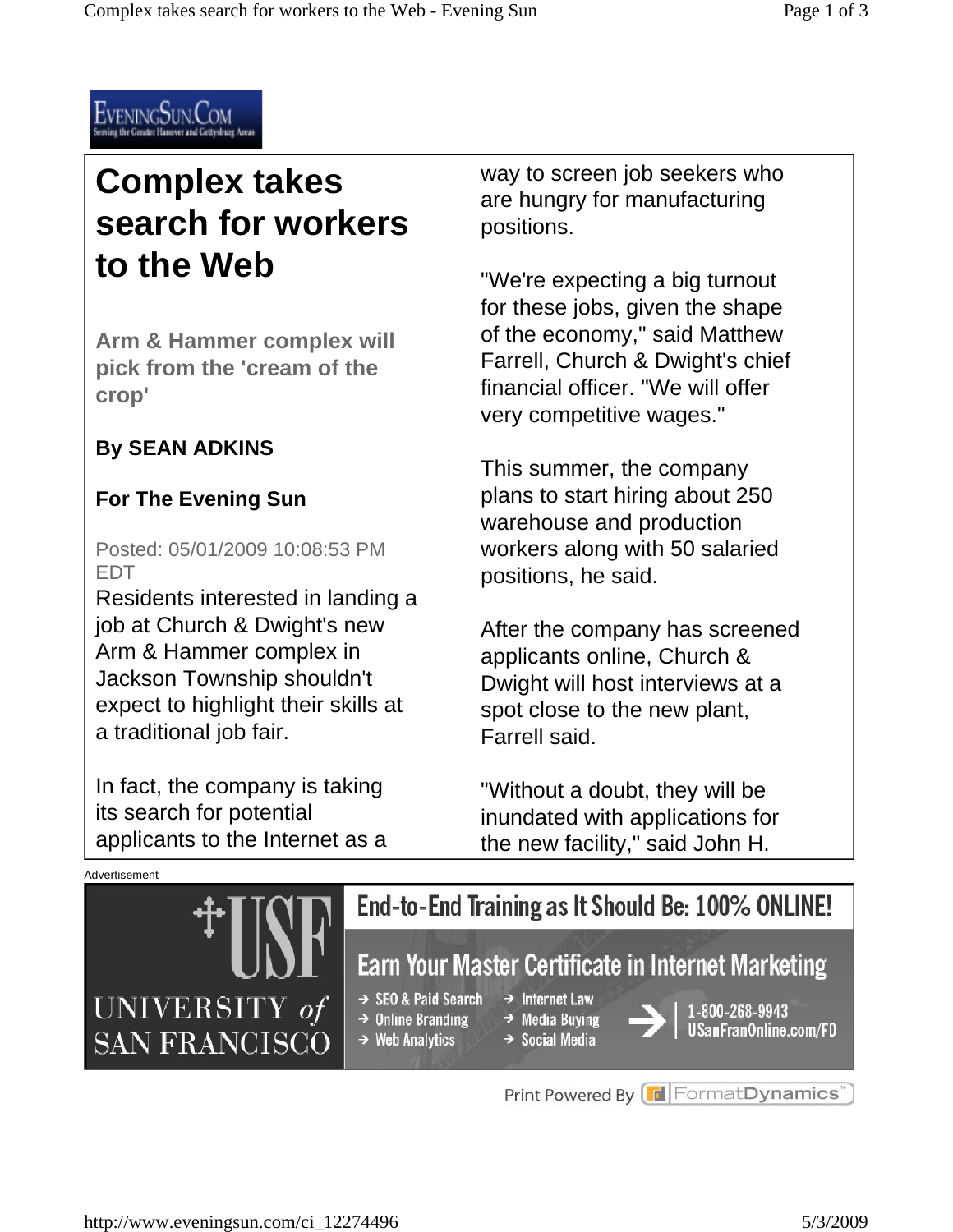EveningSun.Com
Serving the Greater Hanover and Gettysburg Areas

# Complex takes search for workers to the Web

## Arm & Hammer complex will pick from the 'cream of the crop'

**By SEAN ADKINS**

**For The Evening Sun**

Posted: 05/01/2009 10:08:53 PM EDT

Residents interested in landing a job at Church & Dwight's new Arm & Hammer complex in Jackson Township shouldn't expect to highlight their skills at a traditional job fair.

In fact, the company is taking its search for potential applicants to the Internet as a way to screen job seekers who are hungry for manufacturing positions.

"We're expecting a big turnout for these jobs, given the shape of the economy," said Matthew Farrell, Church & Dwight's chief financial officer. "We will offer very competitive wages."

This summer, the company plans to start hiring about 250 warehouse and production workers along with 50 salaried positions, he said.

After the company has screened applicants online, Church & Dwight will host interviews at a spot close to the new plant, Farrell said.

"Without a doubt, they will be inundated with applications for the new facility," said John H.

Advertisement

UNIVERSITY of SAN FRANCISCO

End-to-End Training as It Should Be: 100% ONLINE!

Earn Your Master Certificate in Internet Marketing

- SEO & Paid Search
- Online Branding
- Web Analytics
- Internet Law
- Media Buying
- Social Media

1-800-268-9943
USanFranOnline.com/FD

Print Powered By FormatDynamics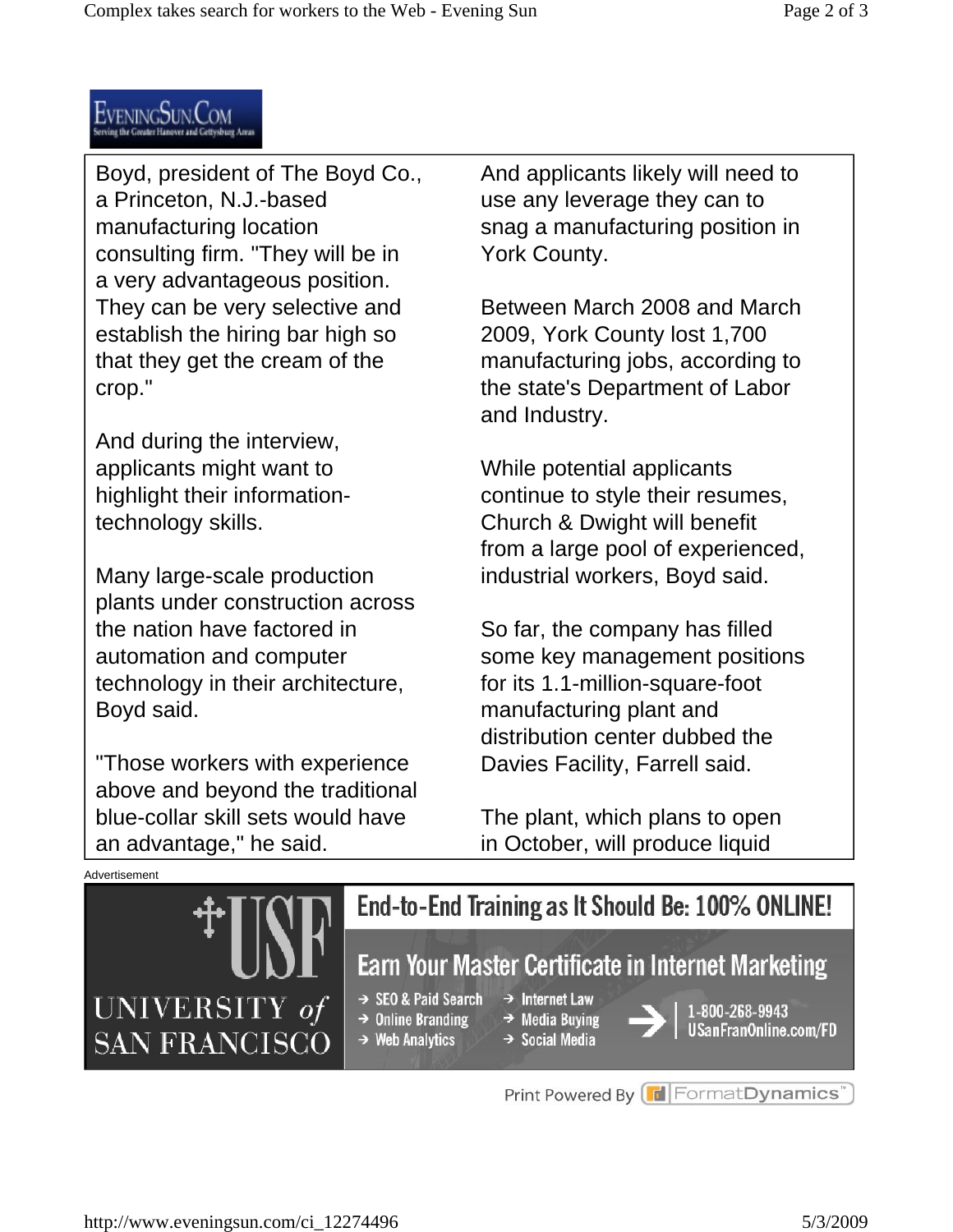Boyd, president of The Boyd Co., a Princeton, N.J.-based manufacturing location consulting firm. "They will be in a very advantageous position. They can be very selective and establish the hiring bar high so that they get the cream of the crop."

And during the interview, applicants might want to highlight their information-technology skills.

Many large-scale production plants under construction across the nation have factored in automation and computer technology in their architecture, Boyd said.

"Those workers with experience above and beyond the traditional blue-collar skill sets would have an advantage," he said.

And applicants likely will need to use any leverage they can to snag a manufacturing position in York County.

Between March 2008 and March 2009, York County lost 1,700 manufacturing jobs, according to the state's Department of Labor and Industry.

While potential applicants continue to style their resumes, Church & Dwight will benefit from a large pool of experienced, industrial workers, Boyd said.

So far, the company has filled some key management positions for its 1.1-million-square-foot manufacturing plant and distribution center dubbed the Davies Facility, Farrell said.

The plant, which plans to open in October, will produce liquid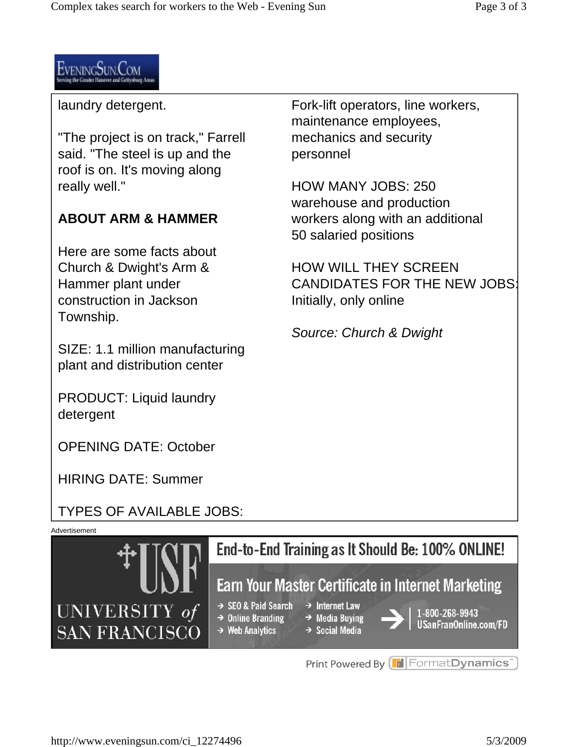laundry detergent.

"The project is on track," Farrell said. "The steel is up and the roof is on. It's moving along really well."

**ABOUT ARM & HAMMER**

Here are some facts about Church & Dwight's Arm & Hammer plant under construction in Jackson Township.

SIZE: 1.1 million manufacturing plant and distribution center

PRODUCT: Liquid laundry detergent

OPENING DATE: October

HIRING DATE: Summer

TYPES OF AVAILABLE JOBS: Fork-lift operators, line workers, maintenance employees, mechanics and security personnel

HOW MANY JOBS: 250 warehouse and production workers along with an additional 50 salaried positions

HOW WILL THEY SCREEN CANDIDATES FOR THE NEW JOBS: Initially, only online

*Source: Church & Dwight*